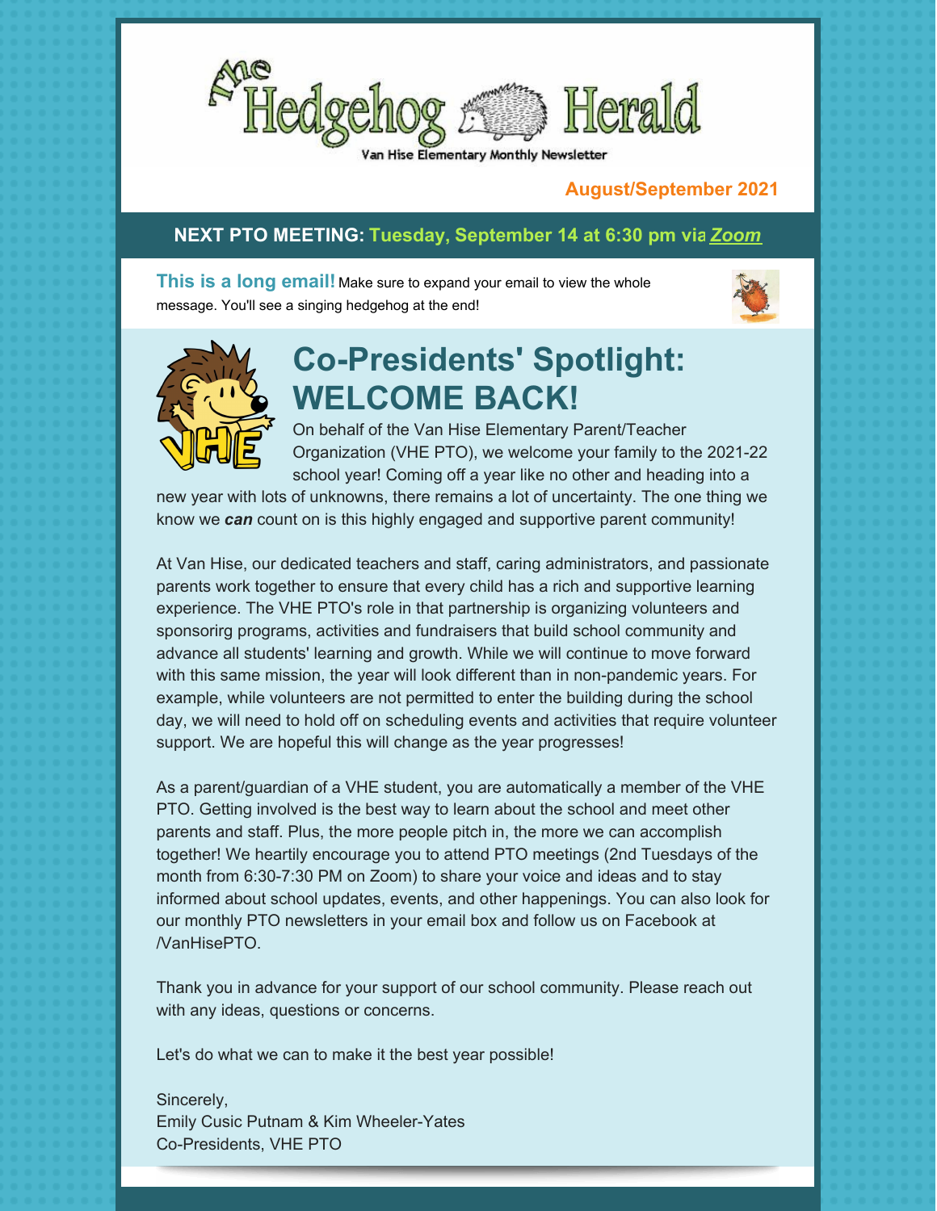# The Hedgehog Herald

Van Hise Elementary Monthly Newsletter

**August/September 2021**

**NEXT PTO MEETING: Tuesday, September 14 at 6:30 pm via *Zoom***

**This is a long email!** Make sure to expand your email to view the whole message. You'll see a singing hedgehog at the end!

## Co-Presidents' Spotlight: WELCOME BACK!

On behalf of the Van Hise Elementary Parent/Teacher Organization (VHE PTO), we welcome your family to the 2021-22 school year! Coming off a year like no other and heading into a new year with lots of unknowns, there remains a lot of uncertainty. The one thing we know we ***can*** count on is this highly engaged and supportive parent community!

At Van Hise, our dedicated teachers and staff, caring administrators, and passionate parents work together to ensure that every child has a rich and supportive learning experience. The VHE PTO's role in that partnership is organizing volunteers and sponsorirg programs, activities and fundraisers that build school community and advance all students' learning and growth. While we will continue to move forward with this same mission, the year will look different than in non-pandemic years. For example, while volunteers are not permitted to enter the building during the school day, we will need to hold off on scheduling events and activities that require volunteer support. We are hopeful this will change as the year progresses!

As a parent/guardian of a VHE student, you are automatically a member of the VHE PTO. Getting involved is the best way to learn about the school and meet other parents and staff. Plus, the more people pitch in, the more we can accomplish together! We heartily encourage you to attend PTO meetings (2nd Tuesdays of the month from 6:30-7:30 PM on Zoom) to share your voice and ideas and to stay informed about school updates, events, and other happenings. You can also look for our monthly PTO newsletters in your email box and follow us on Facebook at /VanHisePTO.

Thank you in advance for your support of our school community. Please reach out with any ideas, questions or concerns.

Let's do what we can to make it the best year possible!

Sincerely,
Emily Cusic Putnam & Kim Wheeler-Yates
Co-Presidents, VHE PTO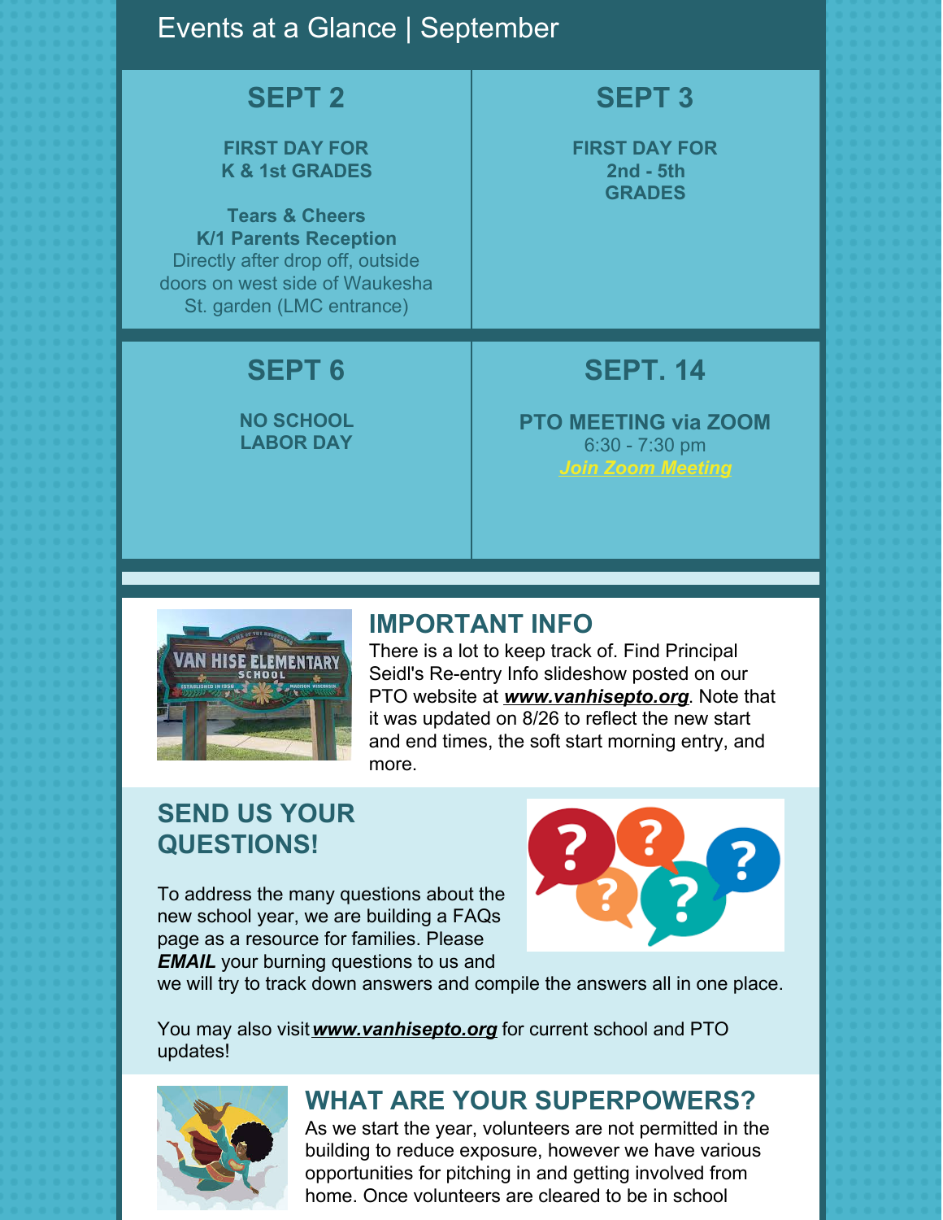## Events at a Glance | September

### SEPT 2

**FIRST DAY FOR K & 1st GRADES**

**Tears & Cheers K/1 Parents Reception**
Directly after drop off, outside doors on west side of Waukesha St. garden (LMC entrance)

### SEPT 3

**FIRST DAY FOR 2nd - 5th GRADES**

### SEPT 6

**NO SCHOOL LABOR DAY**

### SEPT. 14

**PTO MEETING via ZOOM**
6:30 - 7:30 pm
***Join Zoom Meeting***

## IMPORTANT INFO

There is a lot to keep track of. Find Principal Seidl's Re-entry Info slideshow posted on our PTO website at ***www.vanhisepto.org***. Note that it was updated on 8/26 to reflect the new start and end times, the soft start morning entry, and more.

## SEND US YOUR QUESTIONS!

To address the many questions about the new school year, we are building a FAQs page as a resource for families. Please ***EMAIL*** your burning questions to us and we will try to track down answers and compile the answers all in one place.

You may also visit ***www.vanhisepto.org*** for current school and PTO updates!

## WHAT ARE YOUR SUPERPOWERS?

As we start the year, volunteers are not permitted in the building to reduce exposure, however we have various opportunities for pitching in and getting involved from home. Once volunteers are cleared to be in school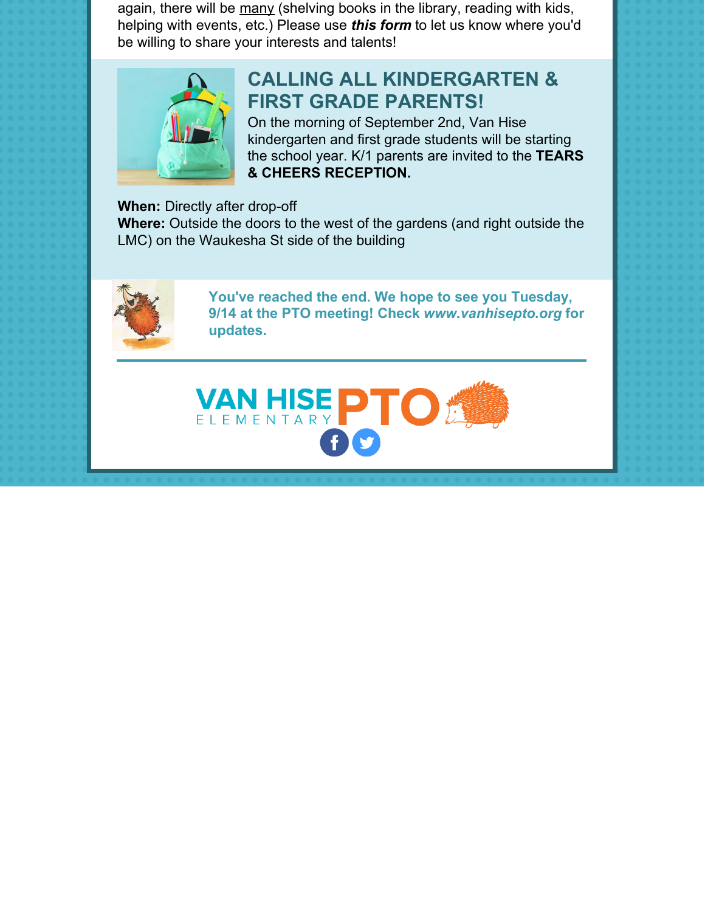again, there will be many (shelving books in the library, reading with kids, helping with events, etc.) Please use ***this form*** to let us know where you'd be willing to share your interests and talents!

## CALLING ALL KINDERGARTEN & FIRST GRADE PARENTS!

On the morning of September 2nd, Van Hise kindergarten and first grade students will be starting the school year. K/1 parents are invited to the **TEARS & CHEERS RECEPTION.**

**When:** Directly after drop-off
**Where:** Outside the doors to the west of the gardens (and right outside the LMC) on the Waukesha St side of the building

**You've reached the end. We hope to see you Tuesday, 9/14 at the PTO meeting! Check *www.vanhisepto.org* for updates.**

VAN HISE ELEMENTARY PTO